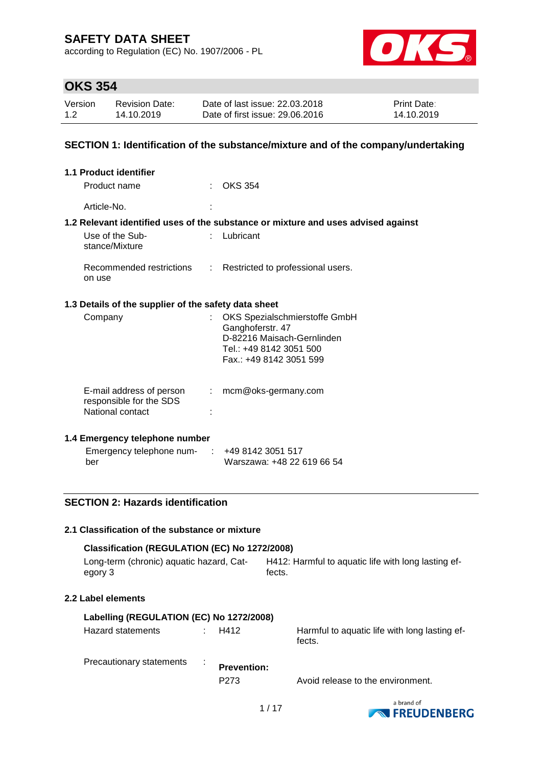# SAFETY DATA SHEET

according to Regulation (EC) No. 1907/2006 - PL

## OKS 354

| Version | Revision Date: | Date of last issue: 22.03.2018 | Print Date: |
|---|---|---|---|
| 1.2 | 14.10.2019 | Date of first issue: 29.06.2016 | 14.10.2019 |

## SECTION 1: Identification of the substance/mixture and of the company/undertaking

### 1.1 Product identifier

Product name : OKS 354

Article-No. :

### 1.2 Relevant identified uses of the substance or mixture and uses advised against

Use of the Substance/Mixture : Lubricant

Recommended restrictions on use : Restricted to professional users.

### 1.3 Details of the supplier of the safety data sheet

Company : OKS Spezialschmierstoffe GmbH
Ganghoferstr. 47
D-82216 Maisach-Gernlinden
Tel.: +49 8142 3051 500
Fax.: +49 8142 3051 599

E-mail address of person responsible for the SDS : mcm@oks-germany.com

National contact :

### 1.4 Emergency telephone number

Emergency telephone number : +49 8142 3051 517
Warszawa: +48 22 619 66 54

## SECTION 2: Hazards identification

### 2.1 Classification of the substance or mixture

**Classification (REGULATION (EC) No 1272/2008)**

Long-term (chronic) aquatic hazard, Category 3 — H412: Harmful to aquatic life with long lasting effects.

### 2.2 Label elements

**Labelling (REGULATION (EC) No 1272/2008)**

Hazard statements : H412 — Harmful to aquatic life with long lasting effects.

Precautionary statements :

**Prevention:**

P273 — Avoid release to the environment.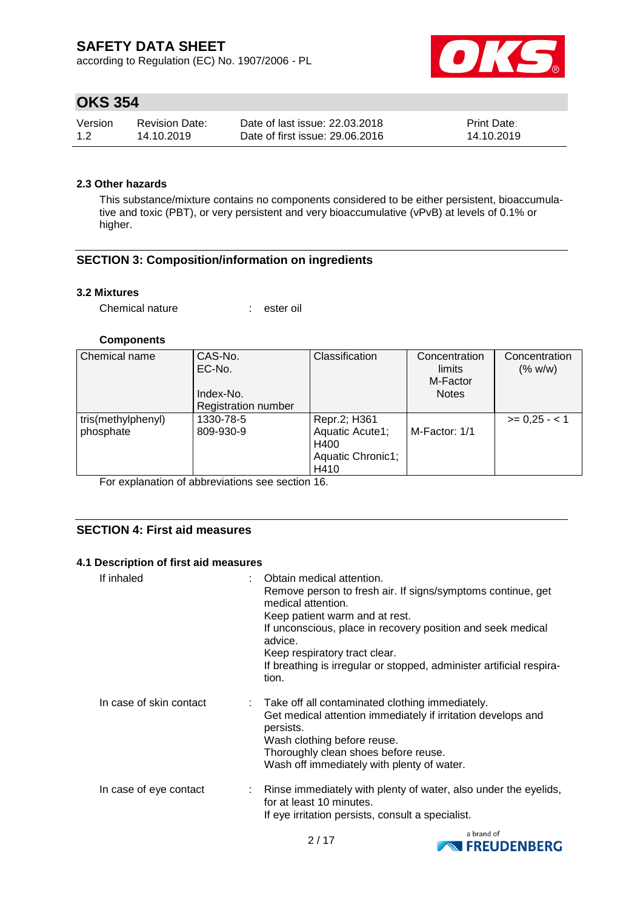### 2.3 Other hazards

This substance/mixture contains no components considered to be either persistent, bioaccumulative and toxic (PBT), or very persistent and very bioaccumulative (vPvB) at levels of 0.1% or higher.

## SECTION 3: Composition/information on ingredients

### 3.2 Mixtures

Chemical nature : ester oil

**Components**

| Chemical name | CAS-No.<br>EC-No.<br><br>Index-No.<br>Registration number | Classification | Concentration limits<br>M-Factor<br>Notes | Concentration (% w/w) |
|---|---|---|---|---|
| tris(methylphenyl) phosphate | 1330-78-5<br>809-930-9 | Repr.2; H361<br>Aquatic Acute1; H400<br>Aquatic Chronic1; H410 | M-Factor: 1/1 | >= 0,25 - < 1 |

For explanation of abbreviations see section 16.

## SECTION 4: First aid measures

### 4.1 Description of first aid measures

If inhaled : Obtain medical attention.
Remove person to fresh air. If signs/symptoms continue, get medical attention.
Keep patient warm and at rest.
If unconscious, place in recovery position and seek medical advice.
Keep respiratory tract clear.
If breathing is irregular or stopped, administer artificial respiration.

In case of skin contact : Take off all contaminated clothing immediately.
Get medical attention immediately if irritation develops and persists.
Wash clothing before reuse.
Thoroughly clean shoes before reuse.
Wash off immediately with plenty of water.

In case of eye contact : Rinse immediately with plenty of water, also under the eyelids, for at least 10 minutes.
If eye irritation persists, consult a specialist.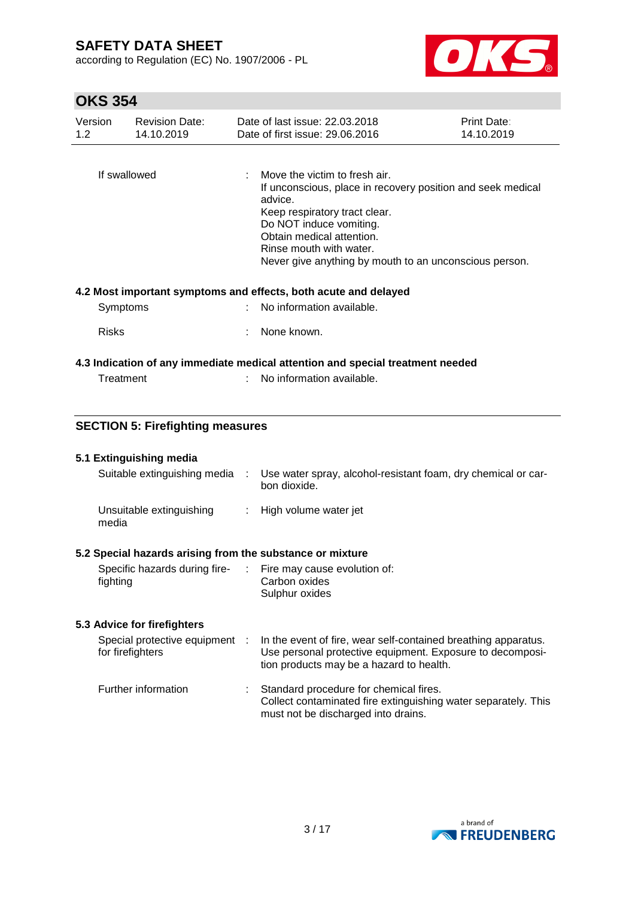| | |
|---|---|
| If swallowed | : Move the victim to fresh air.<br>If unconscious, place in recovery position and seek medical advice.<br>Keep respiratory tract clear.<br>Do NOT induce vomiting.<br>Obtain medical attention.<br>Rinse mouth with water.<br>Never give anything by mouth to an unconscious person. |

### 4.2 Most important symptoms and effects, both acute and delayed

| | |
|---|---|
| Symptoms | : No information available. |
| Risks | : None known. |

### 4.3 Indication of any immediate medical attention and special treatment needed

| | |
|---|---|
| Treatment | : No information available. |

## SECTION 5: Firefighting measures

### 5.1 Extinguishing media

| | |
|---|---|
| Suitable extinguishing media | : Use water spray, alcohol-resistant foam, dry chemical or carbon dioxide. |
| Unsuitable extinguishing media | : High volume water jet |

### 5.2 Special hazards arising from the substance or mixture

| | |
|---|---|
| Specific hazards during firefighting | : Fire may cause evolution of:<br>Carbon oxides<br>Sulphur oxides |

### 5.3 Advice for firefighters

| | |
|---|---|
| Special protective equipment for firefighters | : In the event of fire, wear self-contained breathing apparatus.<br>Use personal protective equipment. Exposure to decomposition products may be a hazard to health. |
| Further information | : Standard procedure for chemical fires.<br>Collect contaminated fire extinguishing water separately. This must not be discharged into drains. |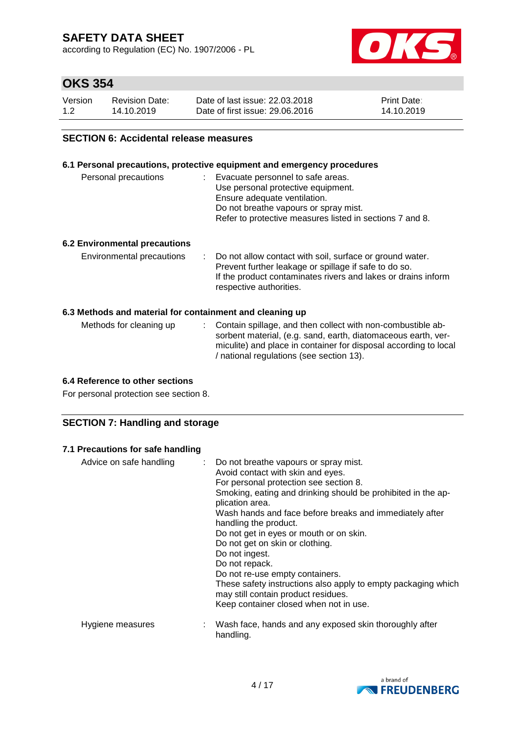## SECTION 6: Accidental release measures

### 6.1 Personal precautions, protective equipment and emergency procedures

| | | |
|---|---|---|
| Personal precautions | : | Evacuate personnel to safe areas.<br>Use personal protective equipment.<br>Ensure adequate ventilation.<br>Do not breathe vapours or spray mist.<br>Refer to protective measures listed in sections 7 and 8. |

### 6.2 Environmental precautions

| | | |
|---|---|---|
| Environmental precautions | : | Do not allow contact with soil, surface or ground water.<br>Prevent further leakage or spillage if safe to do so.<br>If the product contaminates rivers and lakes or drains inform respective authorities. |

### 6.3 Methods and material for containment and cleaning up

| | | |
|---|---|---|
| Methods for cleaning up | : | Contain spillage, and then collect with non-combustible absorbent material, (e.g. sand, earth, diatomaceous earth, vermiculite) and place in container for disposal according to local / national regulations (see section 13). |

### 6.4 Reference to other sections

For personal protection see section 8.

## SECTION 7: Handling and storage

### 7.1 Precautions for safe handling

| | | |
|---|---|---|
| Advice on safe handling | : | Do not breathe vapours or spray mist.<br>Avoid contact with skin and eyes.<br>For personal protection see section 8.<br>Smoking, eating and drinking should be prohibited in the application area.<br>Wash hands and face before breaks and immediately after handling the product.<br>Do not get in eyes or mouth or on skin.<br>Do not get on skin or clothing.<br>Do not ingest.<br>Do not repack.<br>Do not re-use empty containers.<br>These safety instructions also apply to empty packaging which may still contain product residues.<br>Keep container closed when not in use. |
| Hygiene measures | : | Wash face, hands and any exposed skin thoroughly after handling. |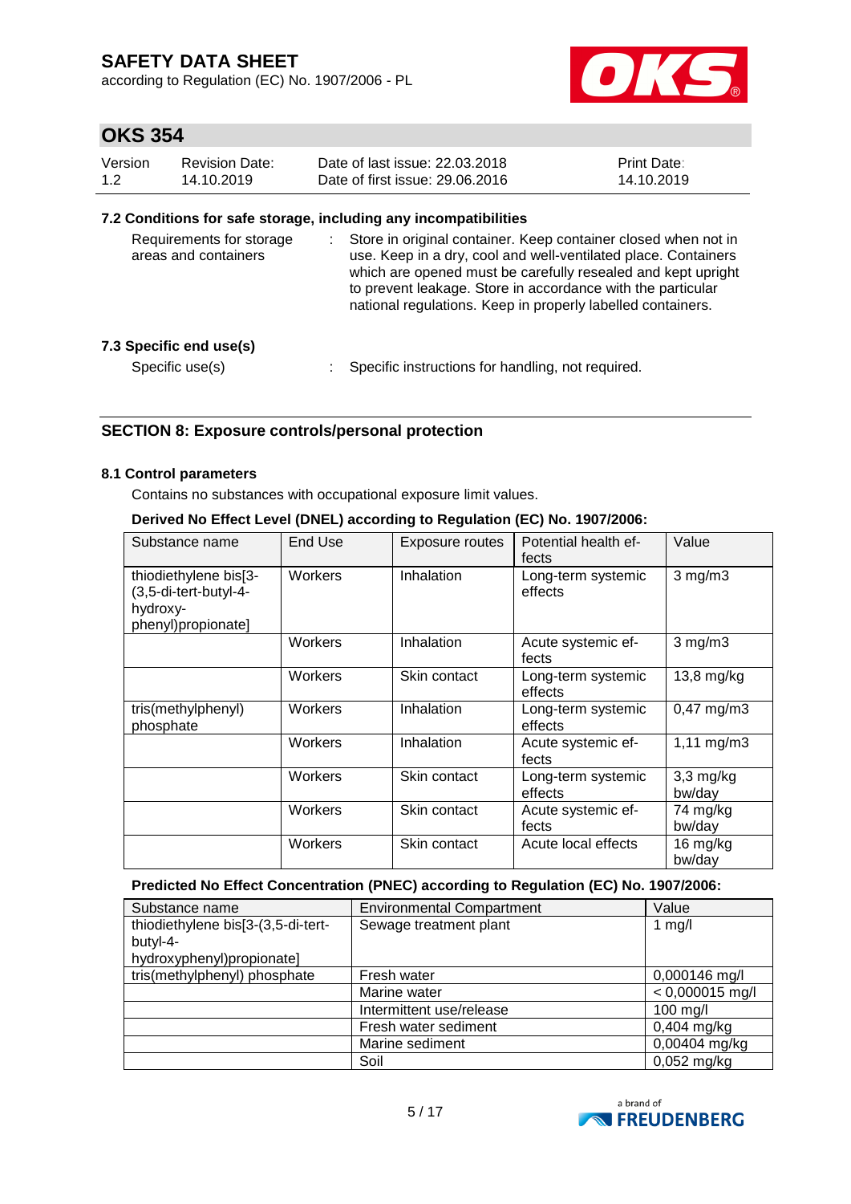### 7.2 Conditions for safe storage, including any incompatibilities

Requirements for storage areas and containers : Store in original container. Keep container closed when not in use. Keep in a dry, cool and well-ventilated place. Containers which are opened must be carefully resealed and kept upright to prevent leakage. Store in accordance with the particular national regulations. Keep in properly labelled containers.

### 7.3 Specific end use(s)

Specific use(s) : Specific instructions for handling, not required.

## SECTION 8: Exposure controls/personal protection

### 8.1 Control parameters

Contains no substances with occupational exposure limit values.

**Derived No Effect Level (DNEL) according to Regulation (EC) No. 1907/2006:**

| Substance name | End Use | Exposure routes | Potential health effects | Value |
|---|---|---|---|---|
| thiodiethylene bis[3-(3,5-di-tert-butyl-4-hydroxy-phenyl)propionate] | Workers | Inhalation | Long-term systemic effects | 3 mg/m3 |
| | Workers | Inhalation | Acute systemic effects | 3 mg/m3 |
| | Workers | Skin contact | Long-term systemic effects | 13,8 mg/kg |
| tris(methylphenyl) phosphate | Workers | Inhalation | Long-term systemic effects | 0,47 mg/m3 |
| | Workers | Inhalation | Acute systemic effects | 1,11 mg/m3 |
| | Workers | Skin contact | Long-term systemic effects | 3,3 mg/kg bw/day |
| | Workers | Skin contact | Acute systemic effects | 74 mg/kg bw/day |
| | Workers | Skin contact | Acute local effects | 16 mg/kg bw/day |

**Predicted No Effect Concentration (PNEC) according to Regulation (EC) No. 1907/2006:**

| Substance name | Environmental Compartment | Value |
|---|---|---|
| thiodiethylene bis[3-(3,5-di-tert-butyl-4-hydroxyphenyl)propionate] | Sewage treatment plant | 1 mg/l |
| tris(methylphenyl) phosphate | Fresh water | 0,000146 mg/l |
| | Marine water | < 0,000015 mg/l |
| | Intermittent use/release | 100 mg/l |
| | Fresh water sediment | 0,404 mg/kg |
| | Marine sediment | 0,00404 mg/kg |
| | Soil | 0,052 mg/kg |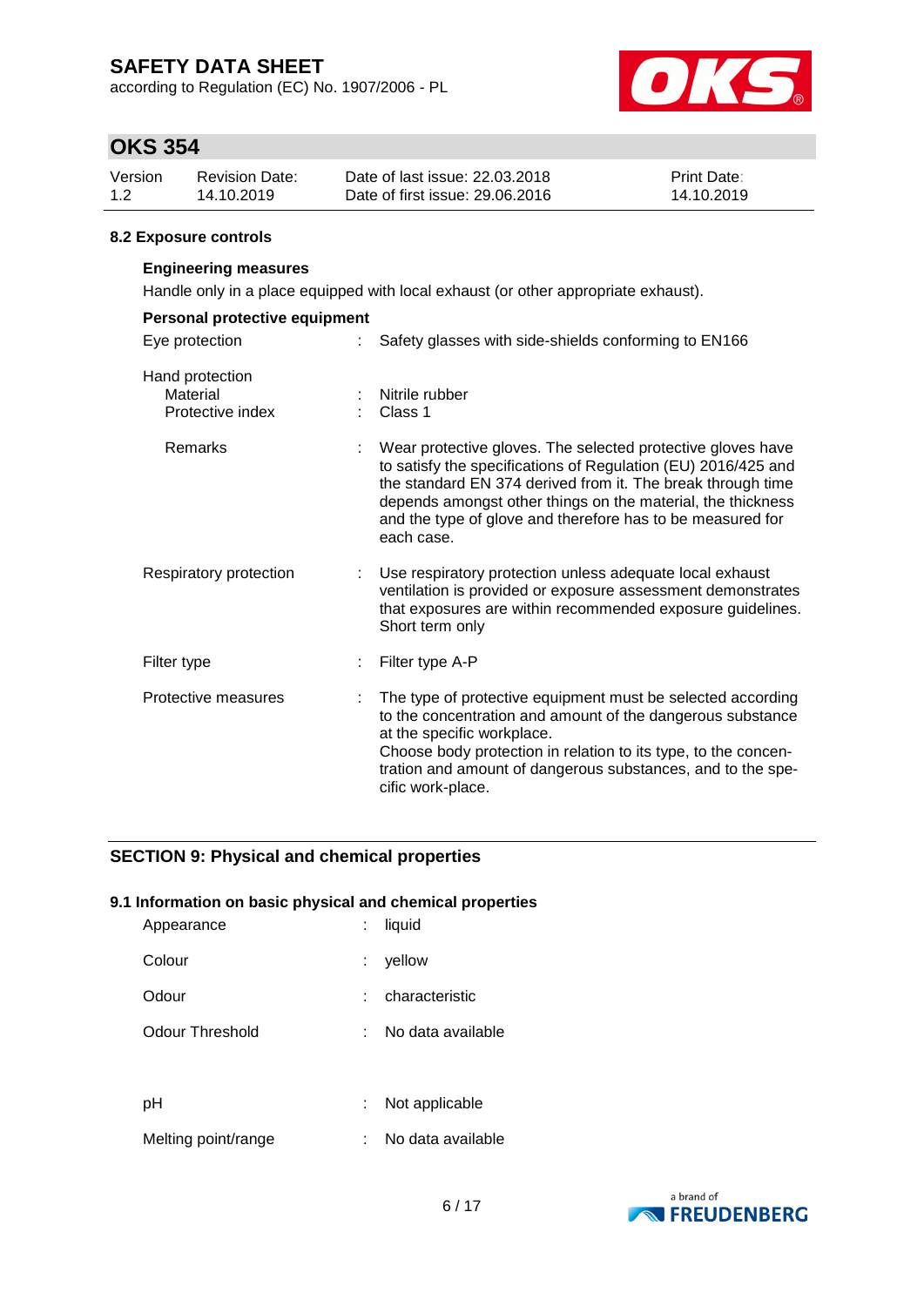#### 8.2 Exposure controls

**Engineering measures**

Handle only in a place equipped with local exhaust (or other appropriate exhaust).

**Personal protective equipment**

| | | |
|---|---|---|
| Eye protection | : | Safety glasses with side-shields conforming to EN166 |
| Hand protection | | |
| Material | : | Nitrile rubber |
| Protective index | : | Class 1 |
| Remarks | : | Wear protective gloves. The selected protective gloves have to satisfy the specifications of Regulation (EU) 2016/425 and the standard EN 374 derived from it. The break through time depends amongst other things on the material, the thickness and the type of glove and therefore has to be measured for each case. |
| Respiratory protection | : | Use respiratory protection unless adequate local exhaust ventilation is provided or exposure assessment demonstrates that exposures are within recommended exposure guidelines. Short term only |
| Filter type | : | Filter type A-P |
| Protective measures | : | The type of protective equipment must be selected according to the concentration and amount of the dangerous substance at the specific workplace.<br>Choose body protection in relation to its type, to the concentration and amount of dangerous substances, and to the specific work-place. |

## SECTION 9: Physical and chemical properties

#### 9.1 Information on basic physical and chemical properties

| | | |
|---|---|---|
| Appearance | : | liquid |
| Colour | : | yellow |
| Odour | : | characteristic |
| Odour Threshold | : | No data available |
| pH | : | Not applicable |
| Melting point/range | : | No data available |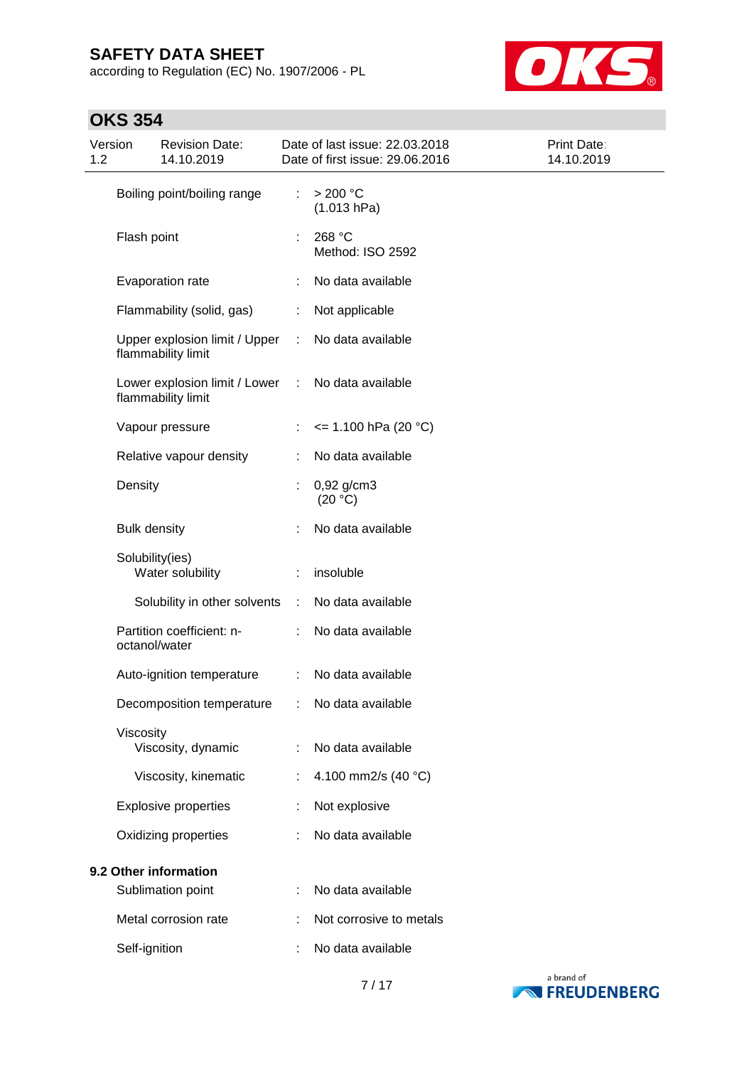| | | |
|---|---|---|
| Boiling point/boiling range | : | > 200 °C<br>(1.013 hPa) |
| Flash point | : | 268 °C<br>Method: ISO 2592 |
| Evaporation rate | : | No data available |
| Flammability (solid, gas) | : | Not applicable |
| Upper explosion limit / Upper flammability limit | : | No data available |
| Lower explosion limit / Lower flammability limit | : | No data available |
| Vapour pressure | : | <= 1.100 hPa (20 °C) |
| Relative vapour density | : | No data available |
| Density | : | 0,92 g/cm3<br>(20 °C) |
| Bulk density | : | No data available |
| Solubility(ies)<br>Water solubility | : | insoluble |
| Solubility in other solvents | : | No data available |
| Partition coefficient: n-octanol/water | : | No data available |
| Auto-ignition temperature | : | No data available |
| Decomposition temperature | : | No data available |
| Viscosity<br>Viscosity, dynamic | : | No data available |
| Viscosity, kinematic | : | 4.100 mm2/s (40 °C) |
| Explosive properties | : | Not explosive |
| Oxidizing properties | : | No data available |

## 9.2 Other information

| | | |
|---|---|---|
| Sublimation point | : | No data available |
| Metal corrosion rate | : | Not corrosive to metals |
| Self-ignition | : | No data available |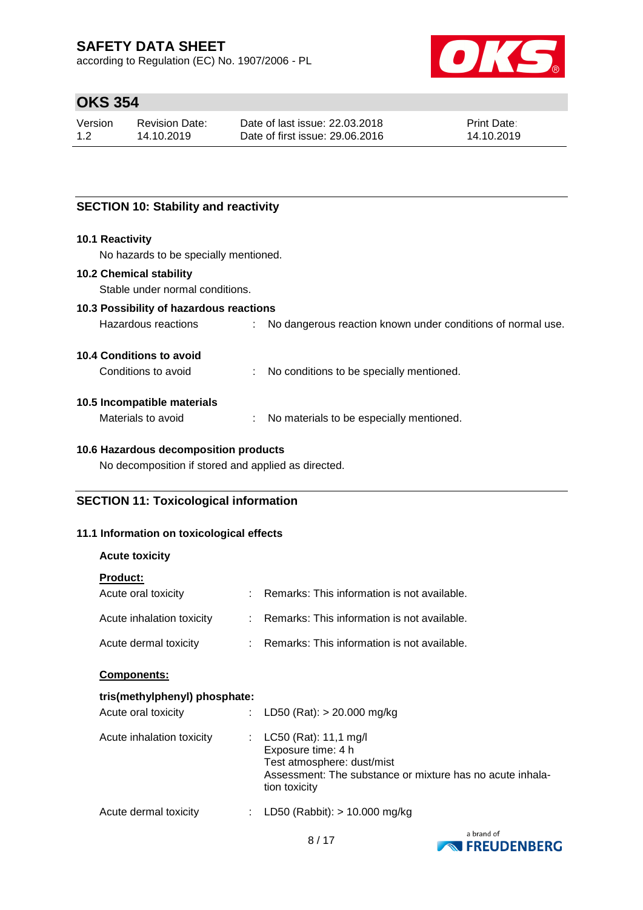## SECTION 10: Stability and reactivity

### 10.1 Reactivity

No hazards to be specially mentioned.

### 10.2 Chemical stability

Stable under normal conditions.

### 10.3 Possibility of hazardous reactions

Hazardous reactions : No dangerous reaction known under conditions of normal use.

### 10.4 Conditions to avoid

Conditions to avoid : No conditions to be specially mentioned.

### 10.5 Incompatible materials

Materials to avoid : No materials to be especially mentioned.

### 10.6 Hazardous decomposition products

No decomposition if stored and applied as directed.

## SECTION 11: Toxicological information

### 11.1 Information on toxicological effects

**Acute toxicity**

**Product:**

Acute oral toxicity : Remarks: This information is not available.

Acute inhalation toxicity : Remarks: This information is not available.

Acute dermal toxicity : Remarks: This information is not available.

**Components:**

**tris(methylphenyl) phosphate:**

Acute oral toxicity : LD50 (Rat): > 20.000 mg/kg

Acute inhalation toxicity : LC50 (Rat): 11,1 mg/l
Exposure time: 4 h
Test atmosphere: dust/mist
Assessment: The substance or mixture has no acute inhalation toxicity

Acute dermal toxicity : LD50 (Rabbit): > 10.000 mg/kg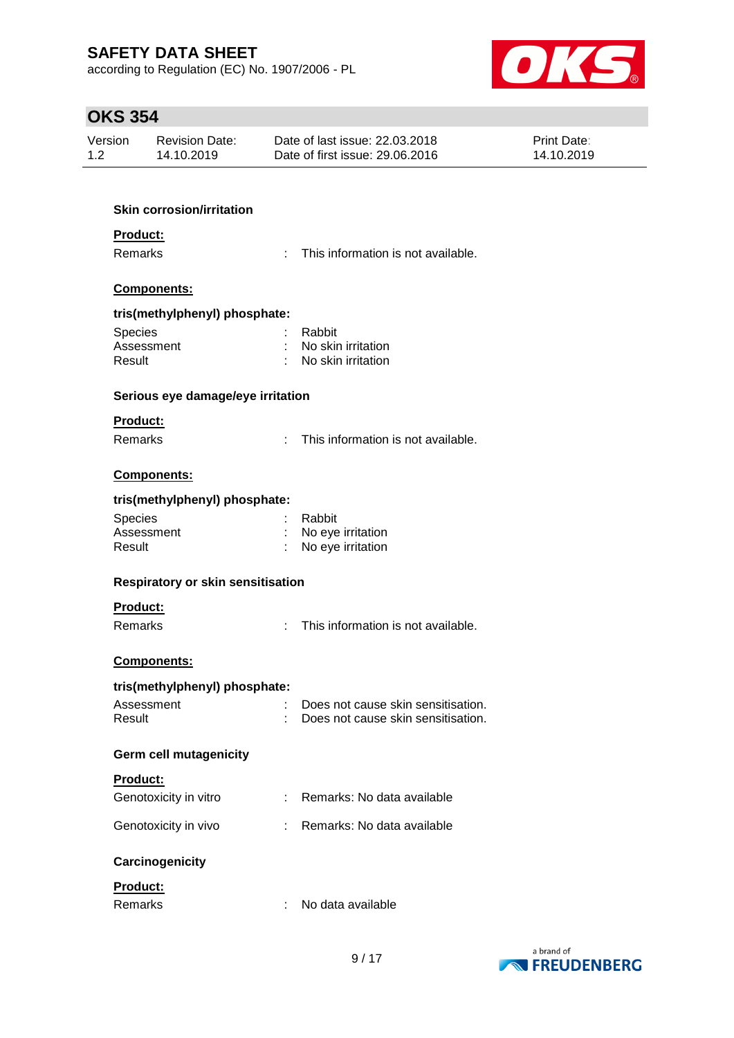### Skin corrosion/irritation

**Product:**

Remarks : This information is not available.

**Components:**

**tris(methylphenyl) phosphate:**

Species : Rabbit
Assessment : No skin irritation
Result : No skin irritation

### Serious eye damage/eye irritation

**Product:**

Remarks : This information is not available.

**Components:**

**tris(methylphenyl) phosphate:**

Species : Rabbit
Assessment : No eye irritation
Result : No eye irritation

### Respiratory or skin sensitisation

**Product:**

Remarks : This information is not available.

**Components:**

**tris(methylphenyl) phosphate:**

Assessment : Does not cause skin sensitisation.
Result : Does not cause skin sensitisation.

### Germ cell mutagenicity

**Product:**

Genotoxicity in vitro : Remarks: No data available

Genotoxicity in vivo : Remarks: No data available

### Carcinogenicity

**Product:**

Remarks : No data available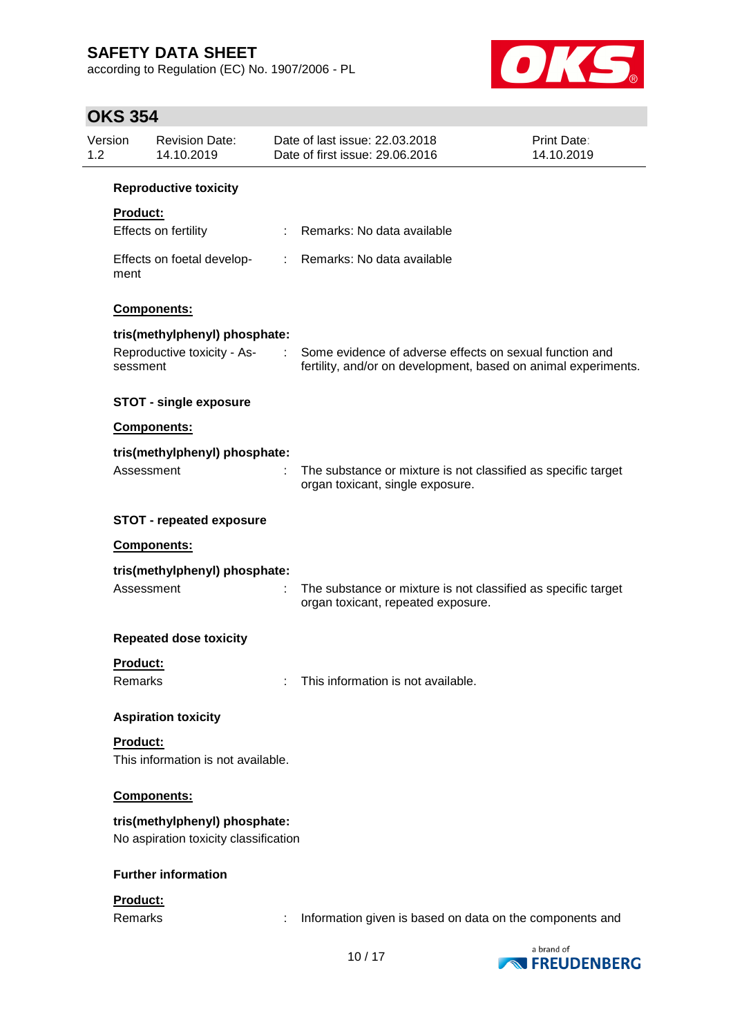**Reproductive toxicity**

**Product:**

Effects on fertility : Remarks: No data available

Effects on foetal development : Remarks: No data available

**Components:**

**tris(methylphenyl) phosphate:**

Reproductive toxicity - Assessment : Some evidence of adverse effects on sexual function and fertility, and/or on development, based on animal experiments.

**STOT - single exposure**

**Components:**

**tris(methylphenyl) phosphate:**

Assessment : The substance or mixture is not classified as specific target organ toxicant, single exposure.

**STOT - repeated exposure**

**Components:**

**tris(methylphenyl) phosphate:**

Assessment : The substance or mixture is not classified as specific target organ toxicant, repeated exposure.

**Repeated dose toxicity**

**Product:**

Remarks : This information is not available.

**Aspiration toxicity**

**Product:**

This information is not available.

**Components:**

**tris(methylphenyl) phosphate:**

No aspiration toxicity classification

**Further information**

**Product:**

Remarks : Information given is based on data on the components and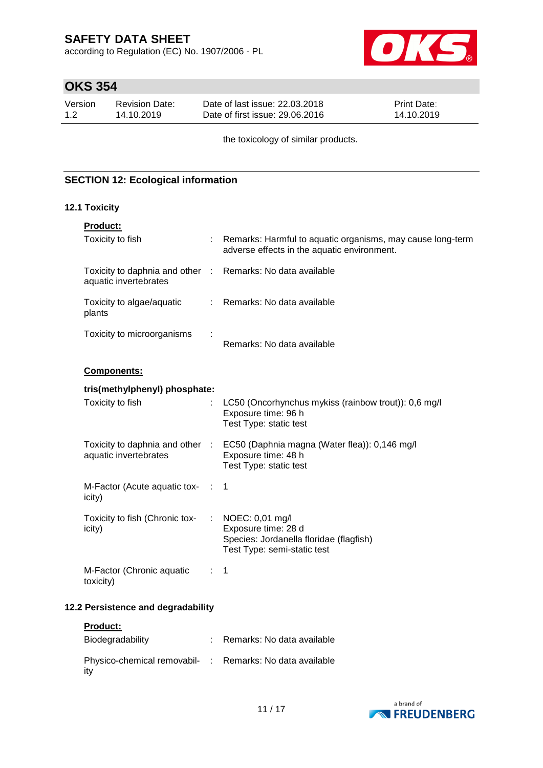the toxicology of similar products.

## SECTION 12: Ecological information

### 12.1 Toxicity

**Product:**

| | | |
|---|---|---|
| Toxicity to fish | : | Remarks: Harmful to aquatic organisms, may cause long-term adverse effects in the aquatic environment. |
| Toxicity to daphnia and other aquatic invertebrates | : | Remarks: No data available |
| Toxicity to algae/aquatic plants | : | Remarks: No data available |
| Toxicity to microorganisms | : | Remarks: No data available |

**Components:**

**tris(methylphenyl) phosphate:**

| | | |
|---|---|---|
| Toxicity to fish | : | LC50 (Oncorhynchus mykiss (rainbow trout)): 0,6 mg/l<br>Exposure time: 96 h<br>Test Type: static test |
| Toxicity to daphnia and other aquatic invertebrates | : | EC50 (Daphnia magna (Water flea)): 0,146 mg/l<br>Exposure time: 48 h<br>Test Type: static test |
| M-Factor (Acute aquatic toxicity) | : | 1 |
| Toxicity to fish (Chronic toxicity) | : | NOEC: 0,01 mg/l<br>Exposure time: 28 d<br>Species: Jordanella floridae (flagfish)<br>Test Type: semi-static test |
| M-Factor (Chronic aquatic toxicity) | : | 1 |

### 12.2 Persistence and degradability

**Product:**

| | | |
|---|---|---|
| Biodegradability | : | Remarks: No data available |
| Physico-chemical removability | : | Remarks: No data available |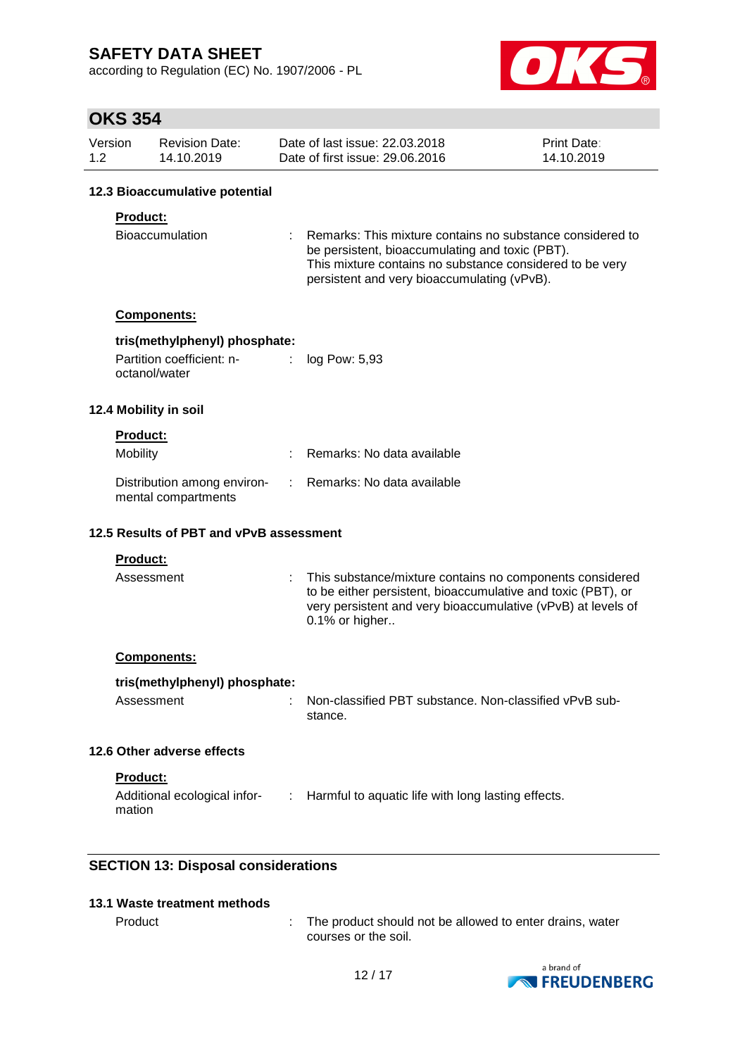### 12.3 Bioaccumulative potential

**Product:**

| | | |
|---|---|---|
| Bioaccumulation | : | Remarks: This mixture contains no substance considered to be persistent, bioaccumulating and toxic (PBT). This mixture contains no substance considered to be very persistent and very bioaccumulating (vPvB). |

**Components:**

**tris(methylphenyl) phosphate:**

| | | |
|---|---|---|
| Partition coefficient: n-octanol/water | : | log Pow: 5,93 |

### 12.4 Mobility in soil

**Product:**

| | | |
|---|---|---|
| Mobility | : | Remarks: No data available |
| Distribution among environmental compartments | : | Remarks: No data available |

### 12.5 Results of PBT and vPvB assessment

**Product:**

| | | |
|---|---|---|
| Assessment | : | This substance/mixture contains no components considered to be either persistent, bioaccumulative and toxic (PBT), or very persistent and very bioaccumulative (vPvB) at levels of 0.1% or higher.. |

**Components:**

**tris(methylphenyl) phosphate:**

| | | |
|---|---|---|
| Assessment | : | Non-classified PBT substance. Non-classified vPvB substance. |

### 12.6 Other adverse effects

**Product:**

| | | |
|---|---|---|
| Additional ecological information | : | Harmful to aquatic life with long lasting effects. |

## SECTION 13: Disposal considerations

### 13.1 Waste treatment methods

| | | |
|---|---|---|
| Product | : | The product should not be allowed to enter drains, water courses or the soil. |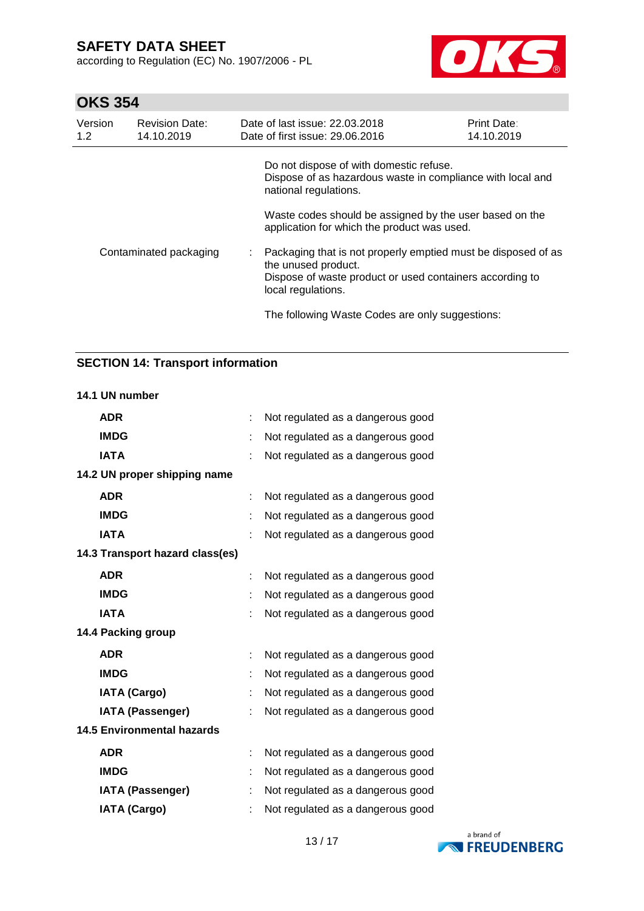Do not dispose of with domestic refuse.
Dispose of as hazardous waste in compliance with local and national regulations.

Waste codes should be assigned by the user based on the application for which the product was used.

| | | |
|---|---|---|
| Contaminated packaging | : | Packaging that is not properly emptied must be disposed of as the unused product.<br>Dispose of waste product or used containers according to local regulations. |

The following Waste Codes are only suggestions:

## SECTION 14: Transport information

### 14.1 UN number

| | | |
|---|---|---|
| **ADR** | : | Not regulated as a dangerous good |
| **IMDG** | : | Not regulated as a dangerous good |
| **IATA** | : | Not regulated as a dangerous good |

### 14.2 UN proper shipping name

| | | |
|---|---|---|
| **ADR** | : | Not regulated as a dangerous good |
| **IMDG** | : | Not regulated as a dangerous good |
| **IATA** | : | Not regulated as a dangerous good |

### 14.3 Transport hazard class(es)

| | | |
|---|---|---|
| **ADR** | : | Not regulated as a dangerous good |
| **IMDG** | : | Not regulated as a dangerous good |
| **IATA** | : | Not regulated as a dangerous good |

### 14.4 Packing group

| | | |
|---|---|---|
| **ADR** | : | Not regulated as a dangerous good |
| **IMDG** | : | Not regulated as a dangerous good |
| **IATA (Cargo)** | : | Not regulated as a dangerous good |
| **IATA (Passenger)** | : | Not regulated as a dangerous good |

### 14.5 Environmental hazards

| | | |
|---|---|---|
| **ADR** | : | Not regulated as a dangerous good |
| **IMDG** | : | Not regulated as a dangerous good |
| **IATA (Passenger)** | : | Not regulated as a dangerous good |
| **IATA (Cargo)** | : | Not regulated as a dangerous good |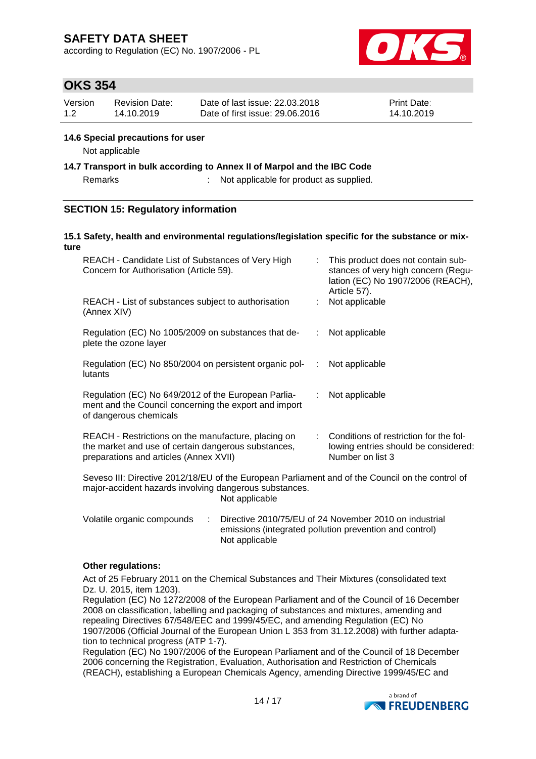**14.6 Special precautions for user**

Not applicable

**14.7 Transport in bulk according to Annex II of Marpol and the IBC Code**

Remarks : Not applicable for product as supplied.

## SECTION 15: Regulatory information

**15.1 Safety, health and environmental regulations/legislation specific for the substance or mixture**

| | | |
|---|---|---|
| REACH - Candidate List of Substances of Very High Concern for Authorisation (Article 59). | : | This product does not contain substances of very high concern (Regulation (EC) No 1907/2006 (REACH), Article 57). |
| REACH - List of substances subject to authorisation (Annex XIV) | : | Not applicable |
| Regulation (EC) No 1005/2009 on substances that deplete the ozone layer | : | Not applicable |
| Regulation (EC) No 850/2004 on persistent organic pollutants | : | Not applicable |
| Regulation (EC) No 649/2012 of the European Parliament and the Council concerning the export and import of dangerous chemicals | : | Not applicable |
| REACH - Restrictions on the manufacture, placing on the market and use of certain dangerous substances, preparations and articles (Annex XVII) | : | Conditions of restriction for the following entries should be considered: Number on list 3 |

Seveso III: Directive 2012/18/EU of the European Parliament and of the Council on the control of major-accident hazards involving dangerous substances.
Not applicable

Volatile organic compounds : Directive 2010/75/EU of 24 November 2010 on industrial emissions (integrated pollution prevention and control)
Not applicable

**Other regulations:**

Act of 25 February 2011 on the Chemical Substances and Their Mixtures (consolidated text Dz. U. 2015, item 1203).
Regulation (EC) No 1272/2008 of the European Parliament and of the Council of 16 December 2008 on classification, labelling and packaging of substances and mixtures, amending and repealing Directives 67/548/EEC and 1999/45/EC, and amending Regulation (EC) No 1907/2006 (Official Journal of the European Union L 353 from 31.12.2008) with further adaptation to technical progress (ATP 1-7).
Regulation (EC) No 1907/2006 of the European Parliament and of the Council of 18 December 2006 concerning the Registration, Evaluation, Authorisation and Restriction of Chemicals (REACH), establishing a European Chemicals Agency, amending Directive 1999/45/EC and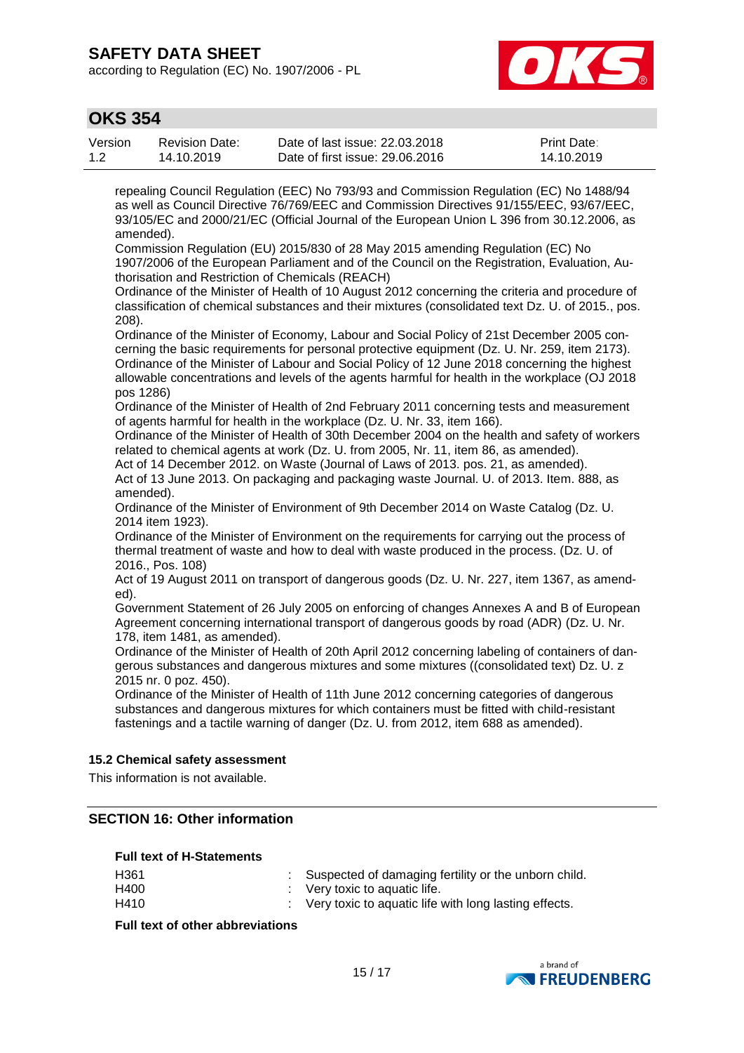repealing Council Regulation (EEC) No 793/93 and Commission Regulation (EC) No 1488/94 as well as Council Directive 76/769/EEC and Commission Directives 91/155/EEC, 93/67/EEC, 93/105/EC and 2000/21/EC (Official Journal of the European Union L 396 from 30.12.2006, as amended).
Commission Regulation (EU) 2015/830 of 28 May 2015 amending Regulation (EC) No 1907/2006 of the European Parliament and of the Council on the Registration, Evaluation, Authorisation and Restriction of Chemicals (REACH)
Ordinance of the Minister of Health of 10 August 2012 concerning the criteria and procedure of classification of chemical substances and their mixtures (consolidated text Dz. U. of 2015., pos. 208).
Ordinance of the Minister of Economy, Labour and Social Policy of 21st December 2005 concerning the basic requirements for personal protective equipment (Dz. U. Nr. 259, item 2173).
Ordinance of the Minister of Labour and Social Policy of 12 June 2018 concerning the highest allowable concentrations and levels of the agents harmful for health in the workplace (OJ 2018 pos 1286)
Ordinance of the Minister of Health of 2nd February 2011 concerning tests and measurement of agents harmful for health in the workplace (Dz. U. Nr. 33, item 166).
Ordinance of the Minister of Health of 30th December 2004 on the health and safety of workers related to chemical agents at work (Dz. U. from 2005, Nr. 11, item 86, as amended).
Act of 14 December 2012. on Waste (Journal of Laws of 2013. pos. 21, as amended).
Act of 13 June 2013. On packaging and packaging waste Journal. U. of 2013. Item. 888, as amended).
Ordinance of the Minister of Environment of 9th December 2014 on Waste Catalog (Dz. U. 2014 item 1923).
Ordinance of the Minister of Environment on the requirements for carrying out the process of thermal treatment of waste and how to deal with waste produced in the process. (Dz. U. of 2016., Pos. 108)
Act of 19 August 2011 on transport of dangerous goods (Dz. U. Nr. 227, item 1367, as amended).
Government Statement of 26 July 2005 on enforcing of changes Annexes A and B of European Agreement concerning international transport of dangerous goods by road (ADR) (Dz. U. Nr. 178, item 1481, as amended).
Ordinance of the Minister of Health of 20th April 2012 concerning labeling of containers of dangerous substances and dangerous mixtures and some mixtures ((consolidated text) Dz. U. z 2015 nr. 0 poz. 450).
Ordinance of the Minister of Health of 11th June 2012 concerning categories of dangerous substances and dangerous mixtures for which containers must be fitted with child-resistant fastenings and a tactile warning of danger (Dz. U. from 2012, item 688 as amended).

### 15.2 Chemical safety assessment

This information is not available.

## SECTION 16: Other information

**Full text of H-Statements**

| | | |
|---|---|---|
| H361 | : | Suspected of damaging fertility or the unborn child. |
| H400 | : | Very toxic to aquatic life. |
| H410 | : | Very toxic to aquatic life with long lasting effects. |

**Full text of other abbreviations**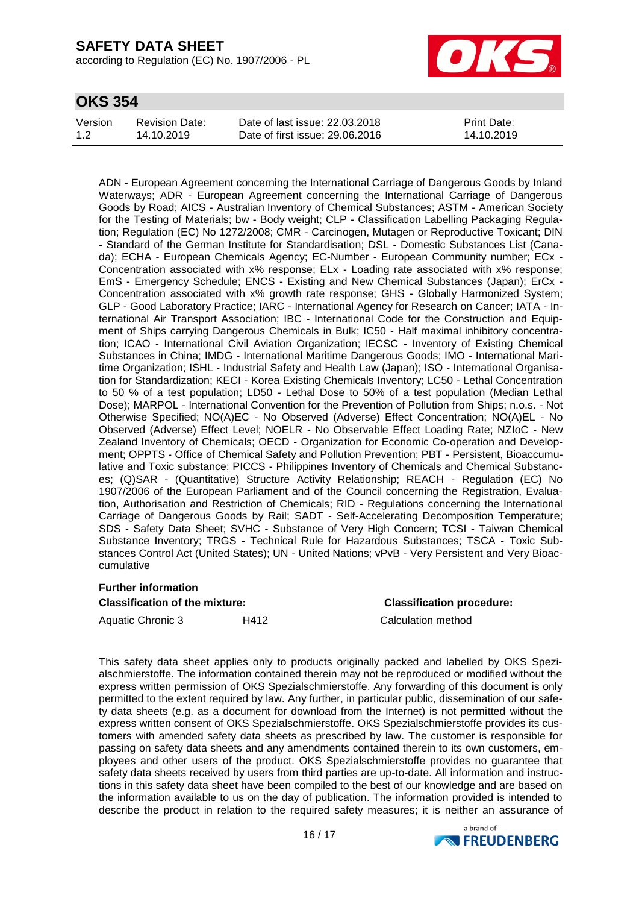ADN - European Agreement concerning the International Carriage of Dangerous Goods by Inland Waterways; ADR - European Agreement concerning the International Carriage of Dangerous Goods by Road; AICS - Australian Inventory of Chemical Substances; ASTM - American Society for the Testing of Materials; bw - Body weight; CLP - Classification Labelling Packaging Regulation; Regulation (EC) No 1272/2008; CMR - Carcinogen, Mutagen or Reproductive Toxicant; DIN - Standard of the German Institute for Standardisation; DSL - Domestic Substances List (Canada); ECHA - European Chemicals Agency; EC-Number - European Community number; ECx - Concentration associated with x% response; ELx - Loading rate associated with x% response; EmS - Emergency Schedule; ENCS - Existing and New Chemical Substances (Japan); ErCx - Concentration associated with x% growth rate response; GHS - Globally Harmonized System; GLP - Good Laboratory Practice; IARC - International Agency for Research on Cancer; IATA - International Air Transport Association; IBC - International Code for the Construction and Equipment of Ships carrying Dangerous Chemicals in Bulk; IC50 - Half maximal inhibitory concentration; ICAO - International Civil Aviation Organization; IECSC - Inventory of Existing Chemical Substances in China; IMDG - International Maritime Dangerous Goods; IMO - International Maritime Organization; ISHL - Industrial Safety and Health Law (Japan); ISO - International Organisation for Standardization; KECI - Korea Existing Chemicals Inventory; LC50 - Lethal Concentration to 50 % of a test population; LD50 - Lethal Dose to 50% of a test population (Median Lethal Dose); MARPOL - International Convention for the Prevention of Pollution from Ships; n.o.s. - Not Otherwise Specified; NO(A)EC - No Observed (Adverse) Effect Concentration; NO(A)EL - No Observed (Adverse) Effect Level; NOELR - No Observable Effect Loading Rate; NZIoC - New Zealand Inventory of Chemicals; OECD - Organization for Economic Co-operation and Development; OPPTS - Office of Chemical Safety and Pollution Prevention; PBT - Persistent, Bioaccumulative and Toxic substance; PICCS - Philippines Inventory of Chemicals and Chemical Substances; (Q)SAR - (Quantitative) Structure Activity Relationship; REACH - Regulation (EC) No 1907/2006 of the European Parliament and of the Council concerning the Registration, Evaluation, Authorisation and Restriction of Chemicals; RID - Regulations concerning the International Carriage of Dangerous Goods by Rail; SADT - Self-Accelerating Decomposition Temperature; SDS - Safety Data Sheet; SVHC - Substance of Very High Concern; TCSI - Taiwan Chemical Substance Inventory; TRGS - Technical Rule for Hazardous Substances; TSCA - Toxic Substances Control Act (United States); UN - United Nations; vPvB - Very Persistent and Very Bioaccumulative

**Further information**

| **Classification of the mixture:** | | **Classification procedure:** |
|---|---|---|
| Aquatic Chronic 3 | H412 | Calculation method |

This safety data sheet applies only to products originally packed and labelled by OKS Spezialschmierstoffe. The information contained therein may not be reproduced or modified without the express written permission of OKS Spezialschmierstoffe. Any forwarding of this document is only permitted to the extent required by law. Any further, in particular public, dissemination of our safety data sheets (e.g. as a document for download from the Internet) is not permitted without the express written consent of OKS Spezialschmierstoffe. OKS Spezialschmierstoffe provides its customers with amended safety data sheets as prescribed by law. The customer is responsible for passing on safety data sheets and any amendments contained therein to its own customers, employees and other users of the product. OKS Spezialschmierstoffe provides no guarantee that safety data sheets received by users from third parties are up-to-date. All information and instructions in this safety data sheet have been compiled to the best of our knowledge and are based on the information available to us on the day of publication. The information provided is intended to describe the product in relation to the required safety measures; it is neither an assurance of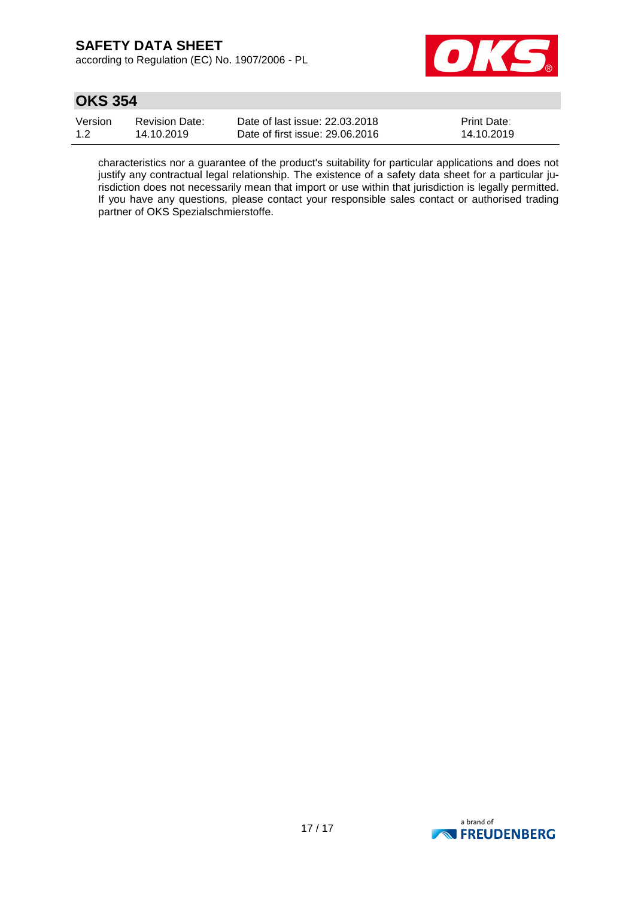characteristics nor a guarantee of the product's suitability for particular applications and does not justify any contractual legal relationship. The existence of a safety data sheet for a particular jurisdiction does not necessarily mean that import or use within that jurisdiction is legally permitted. If you have any questions, please contact your responsible sales contact or authorised trading partner of OKS Spezialschmierstoffe.